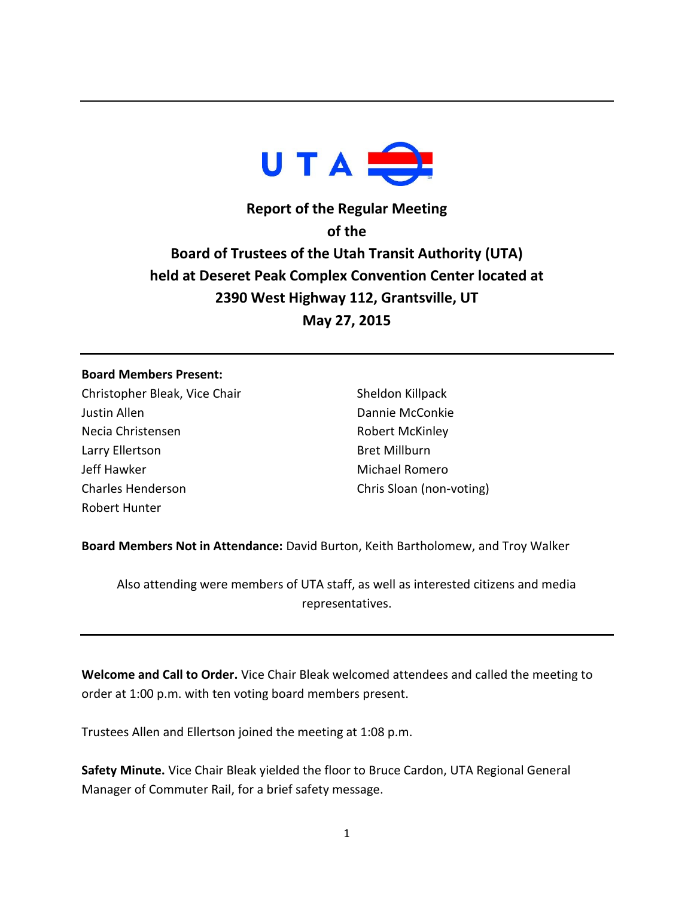# Report of the Regular Meeting of the Board of Trustees of the Utah Transit Authority (UTA) held at Deseret Peak Complex Convention Center located at 2390 West Highway 112, Grantsville, UT

## May 27, 2015

---

**Board Members Present:**

Christopher Bleak, Vice Chair
Justin Allen
Necia Christensen
Larry Ellertson
Jeff Hawker
Charles Henderson
Robert Hunter
Sheldon Killpack
Dannie McConkie
Robert McKinley
Bret Millburn
Michael Romero
Chris Sloan (non-voting)

**Board Members Not in Attendance:** David Burton, Keith Bartholomew, and Troy Walker

Also attending were members of UTA staff, as well as interested citizens and media representatives.

---

**Welcome and Call to Order.** Vice Chair Bleak welcomed attendees and called the meeting to order at 1:00 p.m. with ten voting board members present.

Trustees Allen and Ellertson joined the meeting at 1:08 p.m.

**Safety Minute.** Vice Chair Bleak yielded the floor to Bruce Cardon, UTA Regional General Manager of Commuter Rail, for a brief safety message.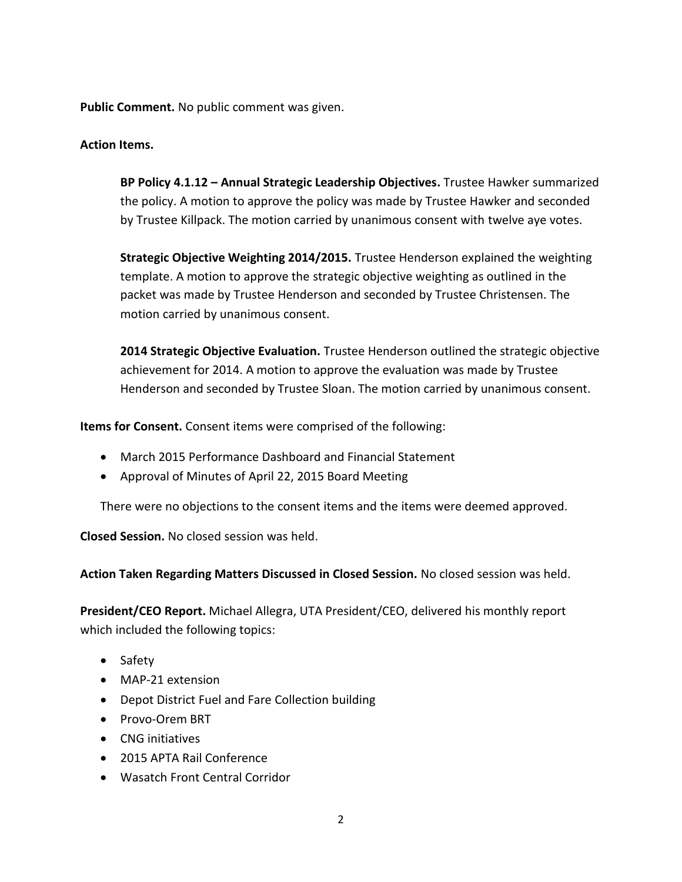**Public Comment.** No public comment was given.

**Action Items.**

> **BP Policy 4.1.12 – Annual Strategic Leadership Objectives.** Trustee Hawker summarized the policy. A motion to approve the policy was made by Trustee Hawker and seconded by Trustee Killpack. The motion carried by unanimous consent with twelve aye votes.
>
> **Strategic Objective Weighting 2014/2015.** Trustee Henderson explained the weighting template. A motion to approve the strategic objective weighting as outlined in the packet was made by Trustee Henderson and seconded by Trustee Christensen. The motion carried by unanimous consent.
>
> **2014 Strategic Objective Evaluation.** Trustee Henderson outlined the strategic objective achievement for 2014. A motion to approve the evaluation was made by Trustee Henderson and seconded by Trustee Sloan. The motion carried by unanimous consent.

**Items for Consent.** Consent items were comprised of the following:

- March 2015 Performance Dashboard and Financial Statement
- Approval of Minutes of April 22, 2015 Board Meeting

There were no objections to the consent items and the items were deemed approved.

**Closed Session.** No closed session was held.

**Action Taken Regarding Matters Discussed in Closed Session.** No closed session was held.

**President/CEO Report.** Michael Allegra, UTA President/CEO, delivered his monthly report which included the following topics:

- Safety
- MAP-21 extension
- Depot District Fuel and Fare Collection building
- Provo-Orem BRT
- CNG initiatives
- 2015 APTA Rail Conference
- Wasatch Front Central Corridor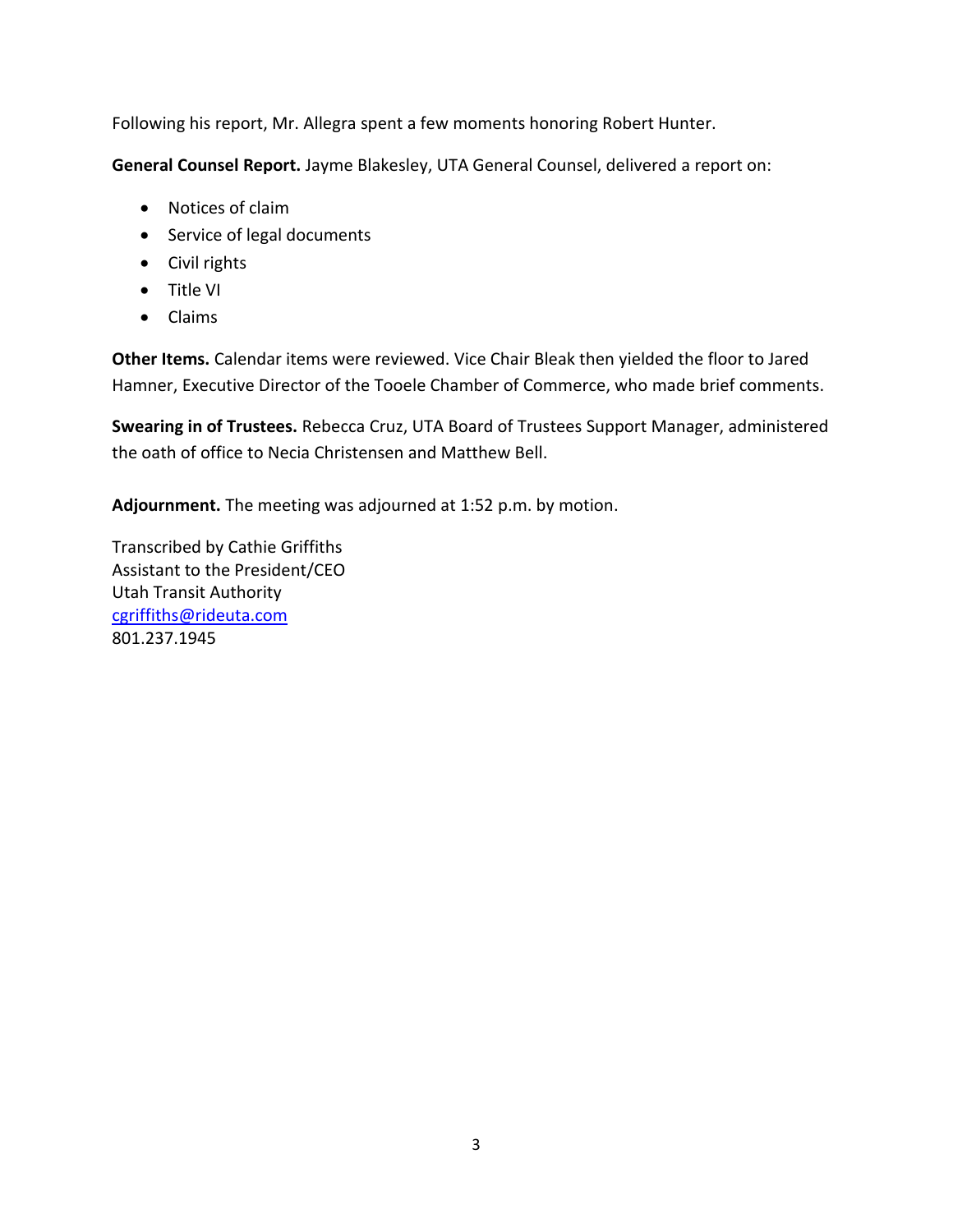Following his report, Mr. Allegra spent a few moments honoring Robert Hunter.

**General Counsel Report.** Jayme Blakesley, UTA General Counsel, delivered a report on:

- Notices of claim
- Service of legal documents
- Civil rights
- Title VI
- Claims

**Other Items.** Calendar items were reviewed. Vice Chair Bleak then yielded the floor to Jared Hamner, Executive Director of the Tooele Chamber of Commerce, who made brief comments.

**Swearing in of Trustees.** Rebecca Cruz, UTA Board of Trustees Support Manager, administered the oath of office to Necia Christensen and Matthew Bell.

**Adjournment.** The meeting was adjourned at 1:52 p.m. by motion.

Transcribed by Cathie Griffiths
Assistant to the President/CEO
Utah Transit Authority
cgriffiths@rideuta.com
801.237.1945